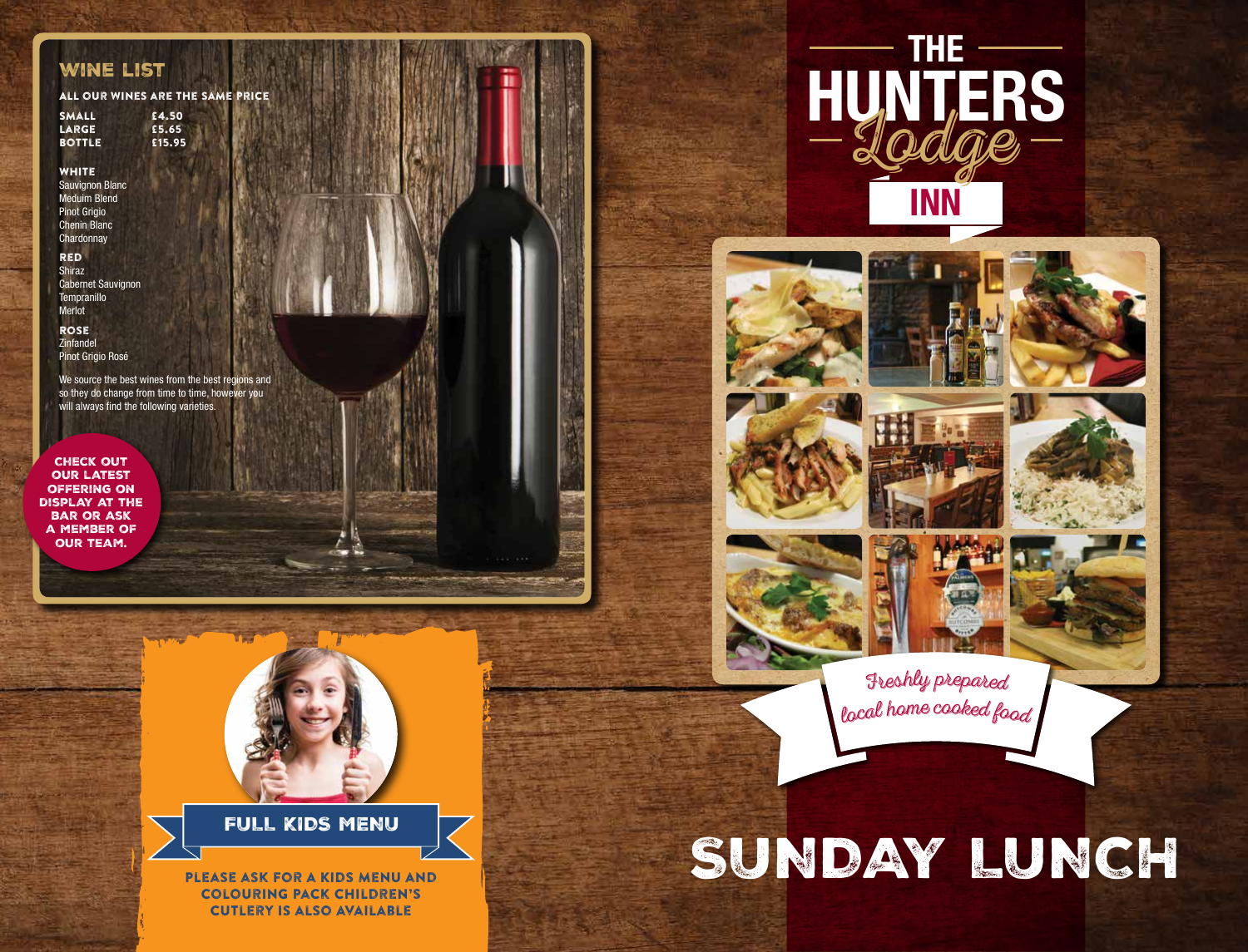## WINE LIST

ALL OUR WINES ARE THE SAME PRICE

| | |
|---|---|
| SMALL | £4.50 |
| LARGE | £5.65 |
| BOTTLE | £15.95 |

**WHITE**
Sauvignon Blanc
Meduim Blend
Pinot Grigio
Chenin Blanc
Chardonnay

**RED**
Shiraz
Cabernet Sauvignon
Tempranillo
Merlot

**ROSE**
Zinfandel
Pinot Grigio Rosé

We source the best wines from the best regions and so they do change from time to time, however you will always find the following varieties.

CHECK OUT OUR LATEST OFFERING ON DISPLAY AT THE BAR OR ASK A MEMBER OF OUR TEAM.

## FULL KIDS MENU

PLEASE ASK FOR A KIDS MENU AND COLOURING PACK CHILDREN'S CUTLERY IS ALSO AVAILABLE

# THE HUNTERS *Lodge* INN

*Freshly prepared local home cooked food*

# SUNDAY LUNCH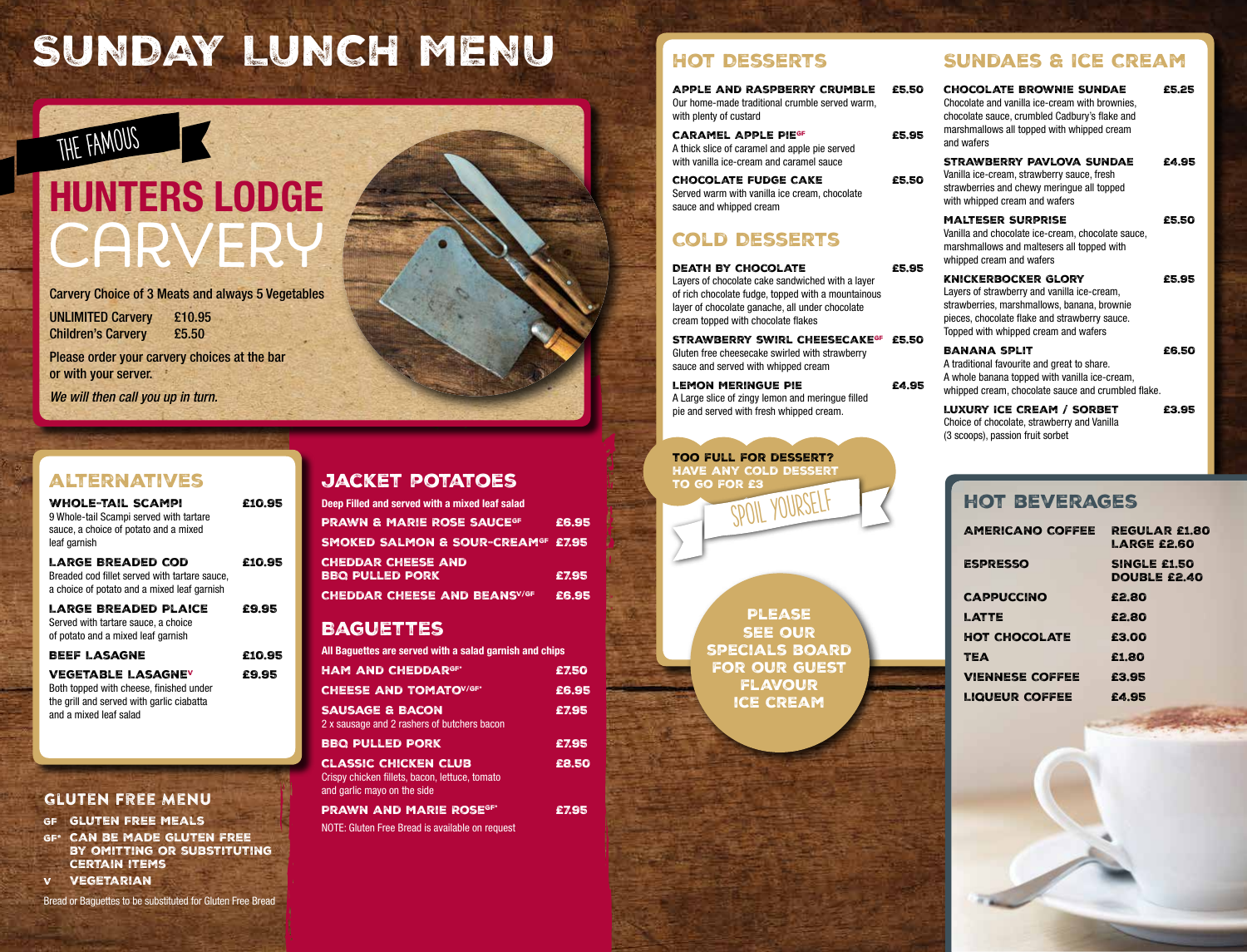# SUNDAY LUNCH MENU

THE FAMOUS

## HUNTERS LODGE CARVERY

Carvery Choice of 3 Meats and always 5 Vegetables

| | |
|---|---|
| UNLIMITED Carvery | £10.95 |
| Children's Carvery | £5.50 |

Please order your carvery choices at the bar or with your server.

*We will then call you up in turn.*

## ALTERNATIVES

**WHOLE-TAIL SCAMPI** £10.95
9 Whole-tail Scampi served with tartare sauce, a choice of potato and a mixed leaf garnish

**LARGE BREADED COD** £10.95
Breaded cod fillet served with tartare sauce, a choice of potato and a mixed leaf garnish

**LARGE BREADED PLAICE** £9.95
Served with tartare sauce, a choice of potato and a mixed leaf garnish

**BEEF LASAGNE** £10.95

**VEGETABLE LASAGNE**[V] £9.95
Both topped with cheese, finished under the grill and served with garlic ciabatta and a mixed leaf salad

## GLUTEN FREE MENU

- **GF** GLUTEN FREE MEALS
- **GF*** CAN BE MADE GLUTEN FREE BY OMITTING OR SUBSTITUTING CERTAIN ITEMS
- **V** VEGETARIAN

Bread or Baguettes to be substituted for Gluten Free Bread

## JACKET POTATOES

Deep Filled and served with a mixed leaf salad

**PRAWN & MARIE ROSE SAUCE**[GF] £6.95

**SMOKED SALMON & SOUR-CREAM**[GF] £7.95

**CHEDDAR CHEESE AND BBQ PULLED PORK** £7.95

**CHEDDAR CHEESE AND BEANS**[V/GF] £6.95

## BAGUETTES

All Baguettes are served with a salad garnish and chips

**HAM AND CHEDDAR**[GF*] £7.50

**CHEESE AND TOMATO**[V/GF*] £6.95

**SAUSAGE & BACON** £7.95
2 x sausage and 2 rashers of butchers bacon

**BBQ PULLED PORK** £7.95

**CLASSIC CHICKEN CLUB** £8.50
Crispy chicken fillets, bacon, lettuce, tomato and garlic mayo on the side

**PRAWN AND MARIE ROSE**[GF*] £7.95

NOTE: Gluten Free Bread is available on request

## HOT DESSERTS

**APPLE AND RASPBERRY CRUMBLE** £5.50
Our home-made traditional crumble served warm, with plenty of custard

**CARAMEL APPLE PIE**[GF] £5.95
A thick slice of caramel and apple pie served with vanilla ice-cream and caramel sauce

**CHOCOLATE FUDGE CAKE** £5.50
Served warm with vanilla ice cream, chocolate sauce and whipped cream

## COLD DESSERTS

**DEATH BY CHOCOLATE** £5.95
Layers of chocolate cake sandwiched with a layer of rich chocolate fudge, topped with a mountainous layer of chocolate ganache, all under chocolate cream topped with chocolate flakes

**STRAWBERRY SWIRL CHEESECAKE**[GF] £5.50
Gluten free cheesecake swirled with strawberry sauce and served with whipped cream

**LEMON MERINGUE PIE** £4.95
A Large slice of zingy lemon and meringue filled pie and served with fresh whipped cream.

**TOO FULL FOR DESSERT? HAVE ANY COLD DESSERT TO GO FOR £3**

SPOIL YOURSELF

**PLEASE SEE OUR SPECIALS BOARD FOR OUR GUEST FLAVOUR ICE CREAM**

## SUNDAES & ICE CREAM

**CHOCOLATE BROWNIE SUNDAE** £5.25
Chocolate and vanilla ice-cream with brownies, chocolate sauce, crumbled Cadbury's flake and marshmallows all topped with whipped cream and wafers

**STRAWBERRY PAVLOVA SUNDAE** £4.95
Vanilla ice-cream, strawberry sauce, fresh strawberries and chewy meringue all topped with whipped cream and wafers

**MALTESER SURPRISE** £5.50
Vanilla and chocolate ice-cream, chocolate sauce, marshmallows and maltesers all topped with whipped cream and wafers

**KNICKERBOCKER GLORY** £5.95
Layers of strawberry and vanilla ice-cream, strawberries, marshmallows, banana, brownie pieces, chocolate flake and strawberry sauce. Topped with whipped cream and wafers

**BANANA SPLIT** £6.50
A traditional favourite and great to share. A whole banana topped with vanilla ice-cream, whipped cream, chocolate sauce and crumbled flake.

**LUXURY ICE CREAM / SORBET** £3.95
Choice of chocolate, strawberry and Vanilla (3 scoops), passion fruit sorbet

## HOT BEVERAGES

| | |
|---|---|
| AMERICANO COFFEE | REGULAR £1.80 LARGE £2.60 |
| ESPRESSO | SINGLE £1.50 DOUBLE £2.40 |
| CAPPUCCINO | £2.80 |
| LATTE | £2.80 |
| HOT CHOCOLATE | £3.00 |
| TEA | £1.80 |
| VIENNESE COFFEE | £3.95 |
| LIQUEUR COFFEE | £4.95 |